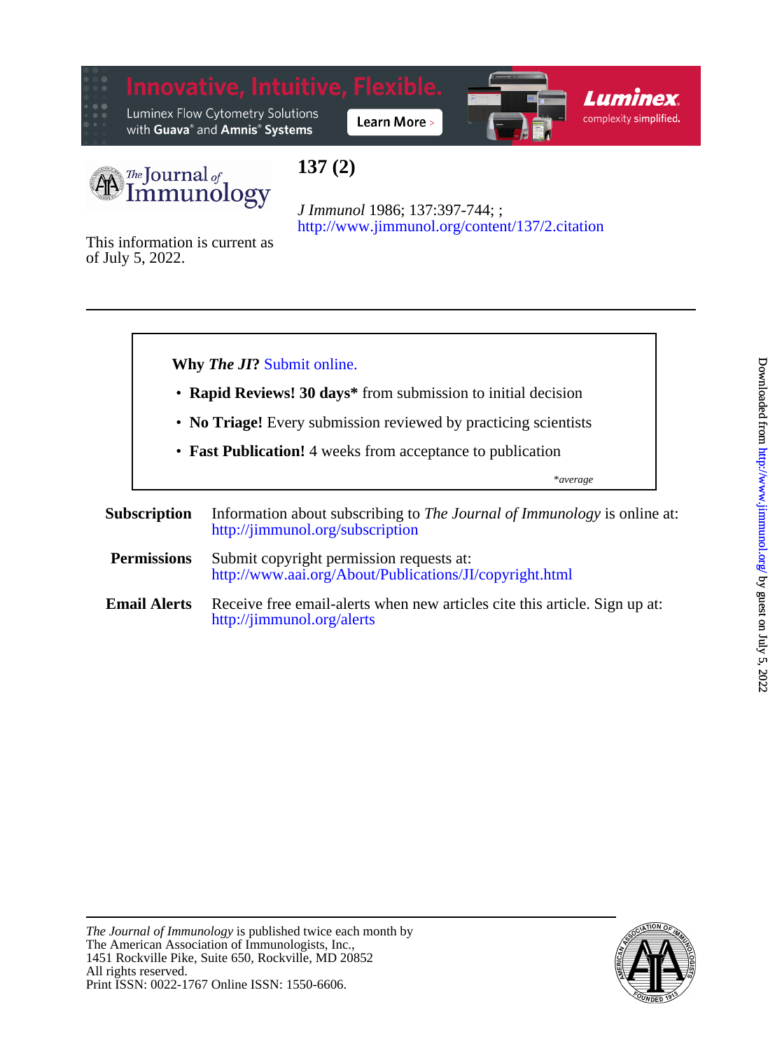# 137 (2)

*J Immunol* 1986; 137:397-744; ;
http://www.jimmunol.org/content/137/2.citation

This information is current as of July 5, 2022.

---

**Why *The JI*?** Submit online.

- **Rapid Reviews! 30 days*** from submission to initial decision
- **No Triage!** Every submission reviewed by practicing scientists
- **Fast Publication!** 4 weeks from acceptance to publication

*\*average*

**Subscription** Information about subscribing to *The Journal of Immunology* is online at: http://jimmunol.org/subscription

**Permissions** Submit copyright permission requests at: http://www.aai.org/About/Publications/JI/copyright.html

**Email Alerts** Receive free email-alerts when new articles cite this article. Sign up at: http://jimmunol.org/alerts

---

*The Journal of Immunology* is published twice each month by
The American Association of Immunologists, Inc.,
1451 Rockville Pike, Suite 650, Rockville, MD 20852
All rights reserved.
Print ISSN: 0022-1767 Online ISSN: 1550-6606.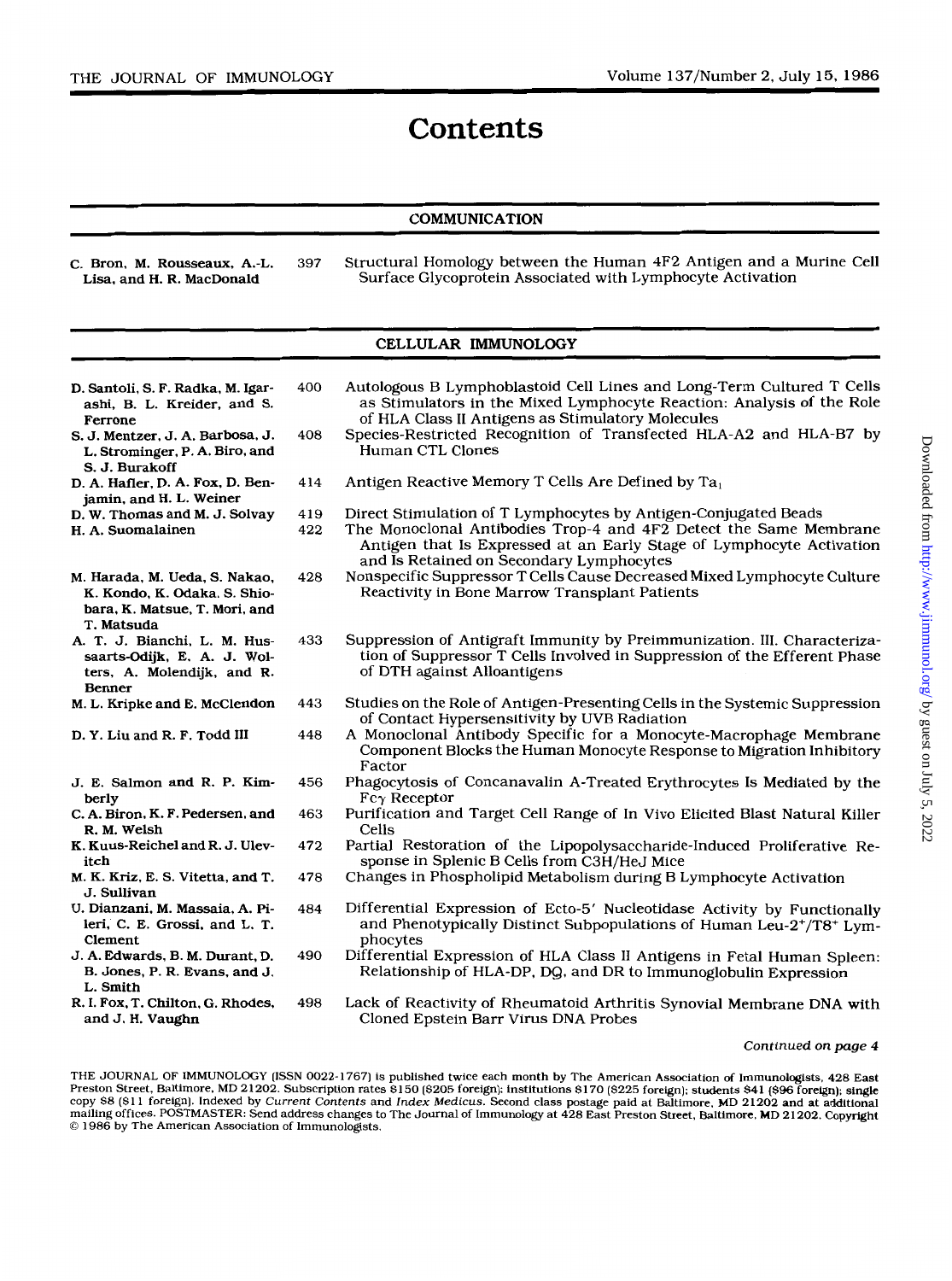# Contents

## COMMUNICATION

| | | |
|---|---|---|
| C. Bron, M. Rousseaux, A.-L. Lisa, and H. R. MacDonald | 397 | Structural Homology between the Human 4F2 Antigen and a Murine Cell Surface Glycoprotein Associated with Lymphocyte Activation |

## CELLULAR IMMUNOLOGY

| | | |
|---|---|---|
| D. Santoli, S. F. Radka, M. Igarashi, B. L. Kreider, and S. Ferrone | 400 | Autologous B Lymphoblastoid Cell Lines and Long-Term Cultured T Cells as Stimulators in the Mixed Lymphocyte Reaction: Analysis of the Role of HLA Class II Antigens as Stimulatory Molecules |
| S. J. Mentzer, J. A. Barbosa, J. L. Strominger, P. A. Biro, and S. J. Burakoff | 408 | Species-Restricted Recognition of Transfected HLA-A2 and HLA-B7 by Human CTL Clones |
| D. A. Hafler, D. A. Fox, D. Benjamin, and H. L. Weiner | 414 | Antigen Reactive Memory T Cells Are Defined by $Ta_1$ |
| D. W. Thomas and M. J. Solvay | 419 | Direct Stimulation of T Lymphocytes by Antigen-Conjugated Beads |
| H. A. Suomalainen | 422 | The Monoclonal Antibodies Trop-4 and 4F2 Detect the Same Membrane Antigen that Is Expressed at an Early Stage of Lymphocyte Activation and Is Retained on Secondary Lymphocytes |
| M. Harada, M. Ueda, S. Nakao, K. Kondo, K. Odaka, S. Shiobara, K. Matsue, T. Mori, and T. Matsuda | 428 | Nonspecific Suppressor T Cells Cause Decreased Mixed Lymphocyte Culture Reactivity in Bone Marrow Transplant Patients |
| A. T. J. Bianchi, L. M. Hussaarts-Odijk, E. A. J. Wolters, A. Molendijk, and R. Benner | 433 | Suppression of Antigraft Immunity by Preimmunization. III. Characterization of Suppressor T Cells Involved in Suppression of the Efferent Phase of DTH against Alloantigens |
| M. L. Kripke and E. McClendon | 443 | Studies on the Role of Antigen-Presenting Cells in the Systemic Suppression of Contact Hypersensitivity by UVB Radiation |
| D. Y. Liu and R. F. Todd III | 448 | A Monoclonal Antibody Specific for a Monocyte-Macrophage Membrane Component Blocks the Human Monocyte Response to Migration Inhibitory Factor |
| J. E. Salmon and R. P. Kimberly | 456 | Phagocytosis of Concanavalin A-Treated Erythrocytes Is Mediated by the $Fc\gamma$ Receptor |
| C. A. Biron, K. F. Pedersen, and R. M. Welsh | 463 | Purification and Target Cell Range of In Vivo Elicited Blast Natural Killer Cells |
| K. Kuus-Reichel and R. J. Ulevitch | 472 | Partial Restoration of the Lipopolysaccharide-Induced Proliferative Response in Splenic B Cells from C3H/HeJ Mice |
| M. K. Kriz, E. S. Vitetta, and T. J. Sullivan | 478 | Changes in Phospholipid Metabolism during B Lymphocyte Activation |
| U. Dianzani, M. Massaia, A. Pileri, C. E. Grossi, and L. T. Clement | 484 | Differential Expression of Ecto-5′ Nucleotidase Activity by Functionally and Phenotypically Distinct Subpopulations of Human Leu-$2^+$/$T8^+$ Lymphocytes |
| J. A. Edwards, B. M. Durant, D. B. Jones, P. R. Evans, and J. L. Smith | 490 | Differential Expression of HLA Class II Antigens in Fetal Human Spleen: Relationship of HLA-DP, DQ, and DR to Immunoglobulin Expression |
| R. I. Fox, T. Chilton, G. Rhodes, and J. H. Vaughn | 498 | Lack of Reactivity of Rheumatoid Arthritis Synovial Membrane DNA with Cloned Epstein Barr Virus DNA Probes |

*Continued on page 4*

THE JOURNAL OF IMMUNOLOGY (ISSN 0022-1767) is published twice each month by The American Association of Immunologists, 428 East Preston Street, Baltimore, MD 21202. Subscription rates $150 ($205 foreign); institutions $170 ($225 foreign); students $41 ($96 foreign); single copy $8 ($11 foreign). Indexed by *Current Contents* and *Index Medicus*. Second class postage paid at Baltimore, MD 21202 and at additional mailing offices. POSTMASTER: Send address changes to The Journal of Immunology at 428 East Preston Street, Baltimore, MD 21202. Copyright © 1986 by The American Association of Immunologists.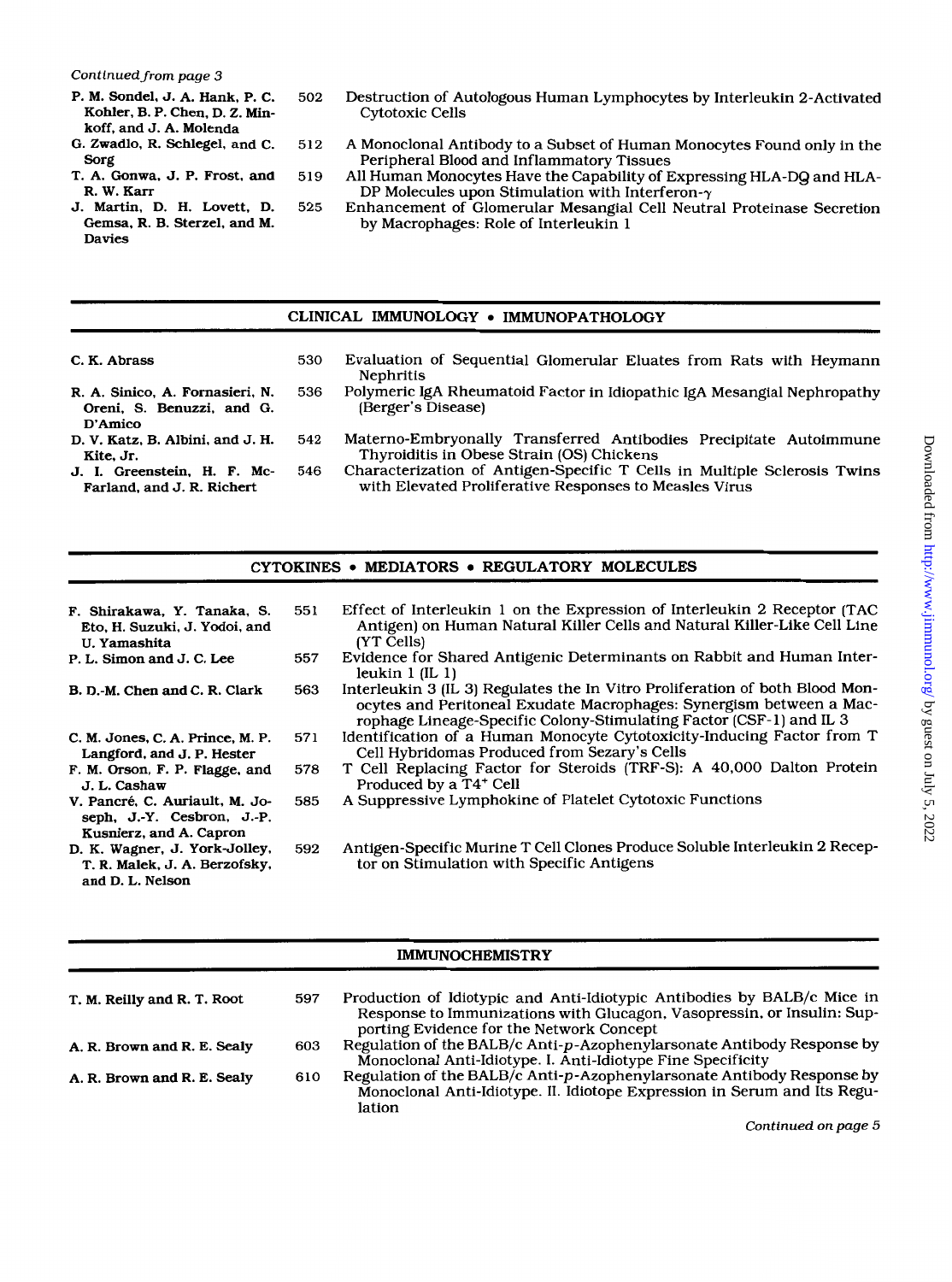*Continued from page 3*

| | | |
|---|---|---|
| P. M. Sondel, J. A. Hank, P. C. Kohler, B. P. Chen, D. Z. Minkoff, and J. A. Molenda | 502 | Destruction of Autologous Human Lymphocytes by Interleukin 2-Activated Cytotoxic Cells |
| G. Zwadlo, R. Schlegel, and C. Sorg | 512 | A Monoclonal Antibody to a Subset of Human Monocytes Found only in the Peripheral Blood and Inflammatory Tissues |
| T. A. Gonwa, J. P. Frost, and R. W. Karr | 519 | All Human Monocytes Have the Capability of Expressing HLA-DQ and HLA-DP Molecules upon Stimulation with Interferon-$\gamma$ |
| J. Martin, D. H. Lovett, D. Gemsa, R. B. Sterzel, and M. Davies | 525 | Enhancement of Glomerular Mesangial Cell Neutral Proteinase Secretion by Macrophages: Role of Interleukin 1 |

## CLINICAL IMMUNOLOGY • IMMUNOPATHOLOGY

| | | |
|---|---|---|
| C. K. Abrass | 530 | Evaluation of Sequential Glomerular Eluates from Rats with Heymann Nephritis |
| R. A. Sinico, A. Fornasieri, N. Oreni, S. Benuzzi, and G. D'Amico | 536 | Polymeric IgA Rheumatoid Factor in Idiopathic IgA Mesangial Nephropathy (Berger's Disease) |
| D. V. Katz, B. Albini, and J. H. Kite, Jr. | 542 | Materno-Embryonally Transferred Antibodies Precipitate Autoimmune Thyroiditis in Obese Strain (OS) Chickens |
| J. I. Greenstein, H. F. McFarland, and J. R. Richert | 546 | Characterization of Antigen-Specific T Cells in Multiple Sclerosis Twins with Elevated Proliferative Responses to Measles Virus |

## CYTOKINES • MEDIATORS • REGULATORY MOLECULES

| | | |
|---|---|---|
| F. Shirakawa, Y. Tanaka, S. Eto, H. Suzuki, J. Yodoi, and U. Yamashita | 551 | Effect of Interleukin 1 on the Expression of Interleukin 2 Receptor (TAC Antigen) on Human Natural Killer Cells and Natural Killer-Like Cell Line (YT Cells) |
| P. L. Simon and J. C. Lee | 557 | Evidence for Shared Antigenic Determinants on Rabbit and Human Interleukin 1 (IL 1) |
| B. D.-M. Chen and C. R. Clark | 563 | Interleukin 3 (IL 3) Regulates the In Vitro Proliferation of both Blood Monocytes and Peritoneal Exudate Macrophages: Synergism between a Macrophage Lineage-Specific Colony-Stimulating Factor (CSF-1) and IL 3 |
| C. M. Jones, C. A. Prince, M. P. Langford, and J. P. Hester | 571 | Identification of a Human Monocyte Cytotoxicity-Inducing Factor from T Cell Hybridomas Produced from Sezary's Cells |
| F. M. Orson, F. P. Flagge, and J. L. Cashaw | 578 | T Cell Replacing Factor for Steroids (TRF-S): A 40,000 Dalton Protein Produced by a T4$^+$ Cell |
| V. Pancré, C. Auriault, M. Joseph, J.-Y. Cesbron, J.-P. Kusnierz, and A. Capron | 585 | A Suppressive Lymphokine of Platelet Cytotoxic Functions |
| D. K. Wagner, J. York-Jolley, T. R. Malek, J. A. Berzofsky, and D. L. Nelson | 592 | Antigen-Specific Murine T Cell Clones Produce Soluble Interleukin 2 Receptor on Stimulation with Specific Antigens |

## IMMUNOCHEMISTRY

| | | |
|---|---|---|
| T. M. Reilly and R. T. Root | 597 | Production of Idiotypic and Anti-Idiotypic Antibodies by BALB/c Mice in Response to Immunizations with Glucagon, Vasopressin, or Insulin: Supporting Evidence for the Network Concept |
| A. R. Brown and R. E. Sealy | 603 | Regulation of the BALB/c Anti-*p*-Azophenylarsonate Antibody Response by Monoclonal Anti-Idiotype. I. Anti-Idiotype Fine Specificity |
| A. R. Brown and R. E. Sealy | 610 | Regulation of the BALB/c Anti-*p*-Azophenylarsonate Antibody Response by Monoclonal Anti-Idiotype. II. Idiotope Expression in Serum and Its Regulation |

*Continued on page 5*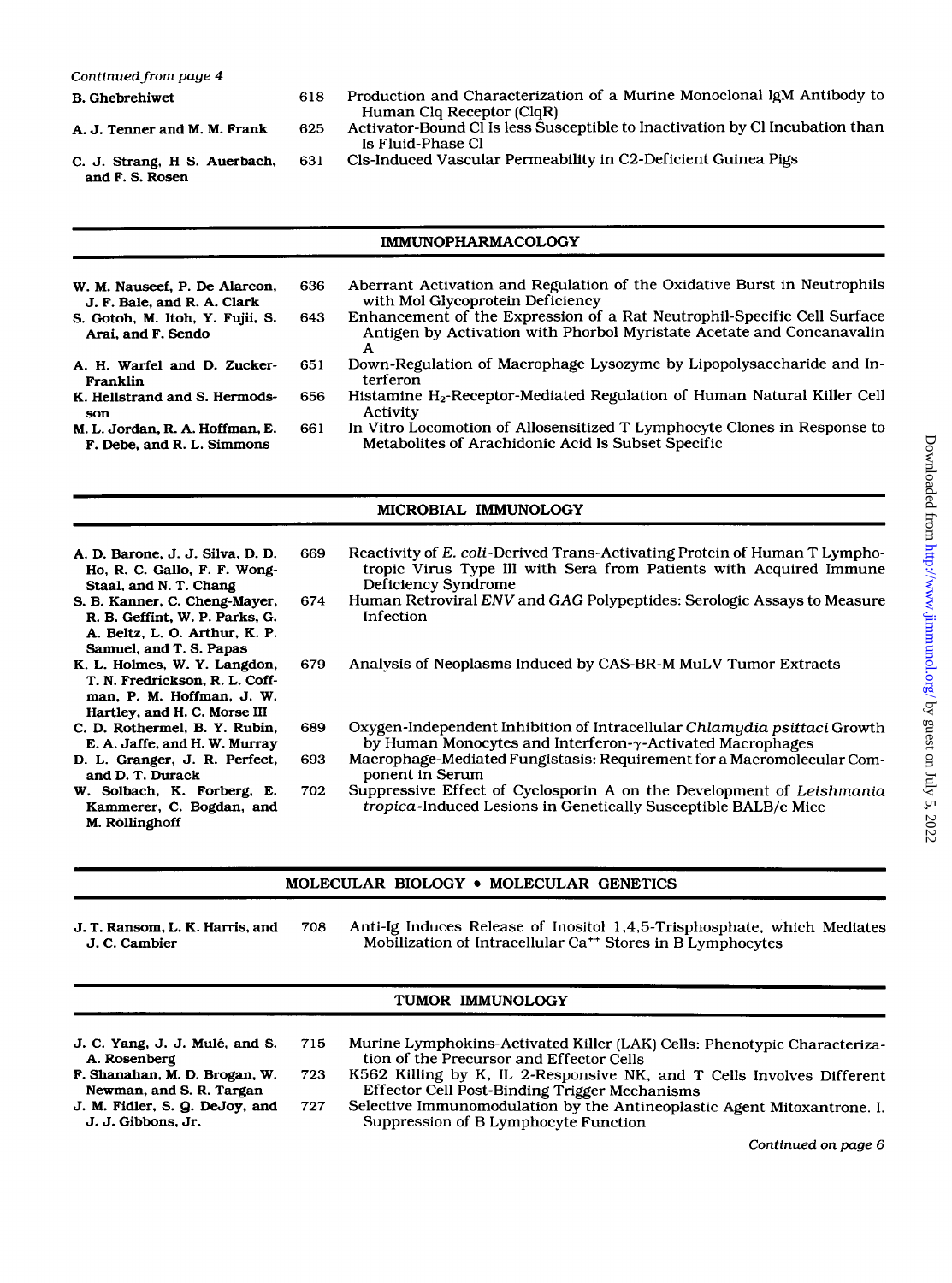*Continued from page 4*

| | | |
|---|---|---|
| B. Ghebrehiwet | 618 | Production and Characterization of a Murine Monoclonal IgM Antibody to Human Clq Receptor (ClqR) |
| A. J. Tenner and M. M. Frank | 625 | Activator-Bound Cl is less Susceptible to Inactivation by Cl Incubation than Is Fluid-Phase Cl |
| C. J. Strang, H S. Auerbach, and F. S. Rosen | 631 | Cls-Induced Vascular Permeability in C2-Deficient Guinea Pigs |

## IMMUNOPHARMACOLOGY

| | | |
|---|---|---|
| W. M. Nauseef, P. De Alarcon, J. F. Bale, and R. A. Clark | 636 | Aberrant Activation and Regulation of the Oxidative Burst in Neutrophils with Mol Glycoprotein Deficiency |
| S. Gotoh, M. Itoh, Y. Fujii, S. Arai, and F. Sendo | 643 | Enhancement of the Expression of a Rat Neutrophil-Specific Cell Surface Antigen by Activation with Phorbol Myristate Acetate and Concanavalin A |
| A. H. Warfel and D. Zucker-Franklin | 651 | Down-Regulation of Macrophage Lysozyme by Lipopolysaccharide and Interferon |
| K. Hellstrand and S. Hermodsson | 656 | Histamine $H_2$-Receptor-Mediated Regulation of Human Natural Killer Cell Activity |
| M. L. Jordan, R. A. Hoffman, E. F. Debe, and R. L. Simmons | 661 | In Vitro Locomotion of Allosensitized T Lymphocyte Clones in Response to Metabolites of Arachidonic Acid Is Subset Specific |

## MICROBIAL IMMUNOLOGY

| | | |
|---|---|---|
| A. D. Barone, J. J. Silva, D. D. Ho, R. C. Gallo, F. F. Wong-Staal, and N. T. Chang | 669 | Reactivity of *E. coli*-Derived Trans-Activating Protein of Human T Lymphotropic Virus Type III with Sera from Patients with Acquired Immune Deficiency Syndrome |
| S. B. Kanner, C. Cheng-Mayer, R. B. Geffint, W. P. Parks, G. A. Beltz, L. O. Arthur, K. P. Samuel, and T. S. Papas | 674 | Human Retroviral *ENV* and *GAG* Polypeptides: Serologic Assays to Measure Infection |
| K. L. Holmes, W. Y. Langdon, T. N. Fredrickson, R. L. Coffman, P. M. Hoffman, J. W. Hartley, and H. C. Morse III | 679 | Analysis of Neoplasms Induced by CAS-BR-M MuLV Tumor Extracts |
| C. D. Rothermel, B. Y. Rubin, E. A. Jaffe, and H. W. Murray | 689 | Oxygen-Independent Inhibition of Intracellular *Chlamydia psittaci* Growth by Human Monocytes and Interferon-γ-Activated Macrophages |
| D. L. Granger, J. R. Perfect, and D. T. Durack | 693 | Macrophage-Mediated Fungistasis: Requirement for a Macromolecular Component in Serum |
| W. Solbach, K. Forberg, E. Kammerer, C. Bogdan, and M. Röllinghoff | 702 | Suppressive Effect of Cyclosporin A on the Development of *Leishmania tropica*-Induced Lesions in Genetically Susceptible BALB/c Mice |

## MOLECULAR BIOLOGY • MOLECULAR GENETICS

| | | |
|---|---|---|
| J. T. Ransom, L. K. Harris, and J. C. Cambier | 708 | Anti-Ig Induces Release of Inositol 1,4,5-Trisphosphate, which Mediates Mobilization of Intracellular $Ca^{++}$ Stores in B Lymphocytes |

## TUMOR IMMUNOLOGY

| | | |
|---|---|---|
| J. C. Yang, J. J. Mulé, and S. A. Rosenberg | 715 | Murine Lymphokins-Activated Killer (LAK) Cells: Phenotypic Characterization of the Precursor and Effector Cells |
| F. Shanahan, M. D. Brogan, W. Newman, and S. R. Targan | 723 | K562 Killing by K, IL 2-Responsive NK, and T Cells Involves Different Effector Cell Post-Binding Trigger Mechanisms |
| J. M. Fidler, S. Q. DeJoy, and J. J. Gibbons, Jr. | 727 | Selective Immunomodulation by the Antineoplastic Agent Mitoxantrone. I. Suppression of B Lymphocyte Function |

*Continued on page 6*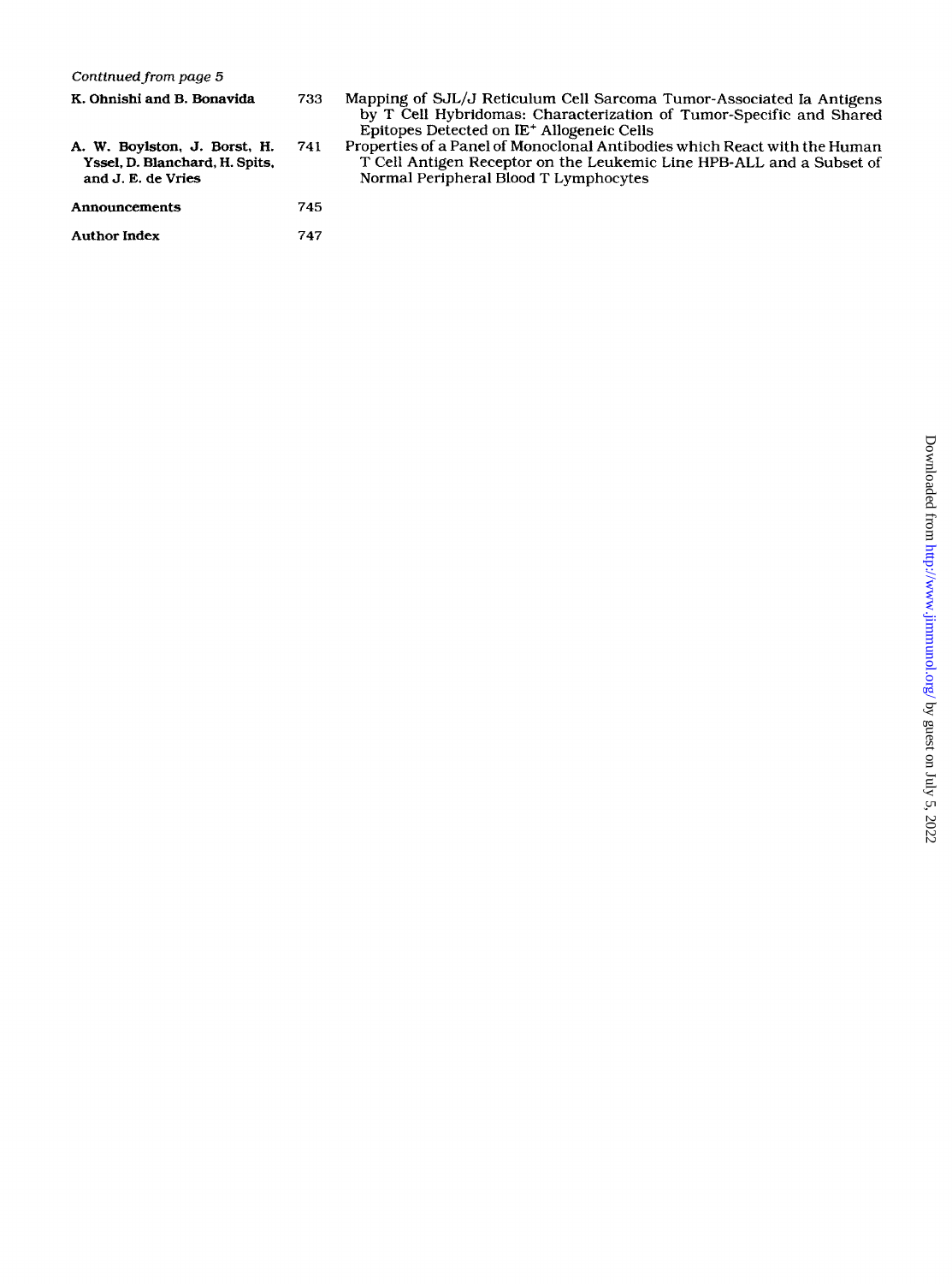*Continued from page 5*

| | | |
|---|---|---|
| **K. Ohnishi and B. Bonavida** | 733 | Mapping of SJL/J Reticulum Cell Sarcoma Tumor-Associated Ia Antigens by T Cell Hybridomas: Characterization of Tumor-Specific and Shared Epitopes Detected on $IE^{+}$ Allogeneic Cells |
| **A. W. Boylston, J. Borst, H. Yssel, D. Blanchard, H. Spits, and J. E. de Vries** | 741 | Properties of a Panel of Monoclonal Antibodies which React with the Human T Cell Antigen Receptor on the Leukemic Line HPB-ALL and a Subset of Normal Peripheral Blood T Lymphocytes |
| **Announcements** | 745 | |
| **Author Index** | 747 | |